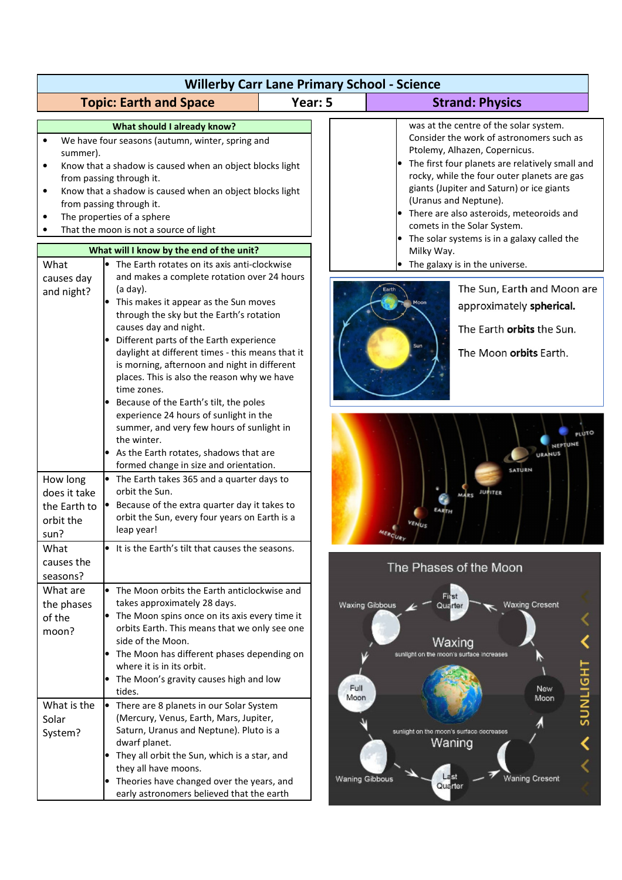# Willerby Carr Lane Primary School - Science

| Topic: Earth and Space | Year: 5 | Strand: Physics |
| --- | --- | --- |

## What should I already know?

- We have four seasons (autumn, winter, spring and summer).
- Know that a shadow is caused when an object blocks light from passing through it.
- Know that a shadow is caused when an object blocks light from passing through it.
- The properties of a sphere
- That the moon is not a source of light

## What will I know by the end of the unit?

| | |
| --- | --- |
| What causes day and night? | • The Earth rotates on its axis anti-clockwise and makes a complete rotation over 24 hours (a day).<br>• This makes it appear as the Sun moves through the sky but the Earth's rotation causes day and night.<br>• Different parts of the Earth experience daylight at different times - this means that it is morning, afternoon and night in different places. This is also the reason why we have time zones.<br>• Because of the Earth's tilt, the poles experience 24 hours of sunlight in the summer, and very few hours of sunlight in the winter.<br>• As the Earth rotates, shadows that are formed change in size and orientation. |
| How long does it take the Earth to orbit the sun? | • The Earth takes 365 and a quarter days to orbit the Sun.<br>• Because of the extra quarter day it takes to orbit the Sun, every four years on Earth is a leap year! |
| What causes the seasons? | • It is the Earth's tilt that causes the seasons. |
| What are the phases of the moon? | • The Moon orbits the Earth anticlockwise and takes approximately 28 days.<br>• The Moon spins once on its axis every time it orbits Earth. This means that we only see one side of the Moon.<br>• The Moon has different phases depending on where it is in its orbit.<br>• The Moon's gravity causes high and low tides. |
| What is the Solar System? | • There are 8 planets in our Solar System (Mercury, Venus, Earth, Mars, Jupiter, Saturn, Uranus and Neptune). Pluto is a dwarf planet.<br>• They all orbit the Sun, which is a star, and they all have moons.<br>• Theories have changed over the years, and early astronomers believed that the earth was at the centre of the solar system. Consider the work of astronomers such as Ptolemy, Alhazen, Copernicus.<br>• The first four planets are relatively small and rocky, while the four outer planets are gas giants (Jupiter and Saturn) or ice giants (Uranus and Neptune).<br>• There are also asteroids, meteoroids and comets in the Solar System.<br>• The solar systems is in a galaxy called the Milky Way.<br>• The galaxy is in the universe. |

The Sun, Earth and Moon are approximately **spherical.**

The Earth **orbits** the Sun.

The Moon **orbits** Earth.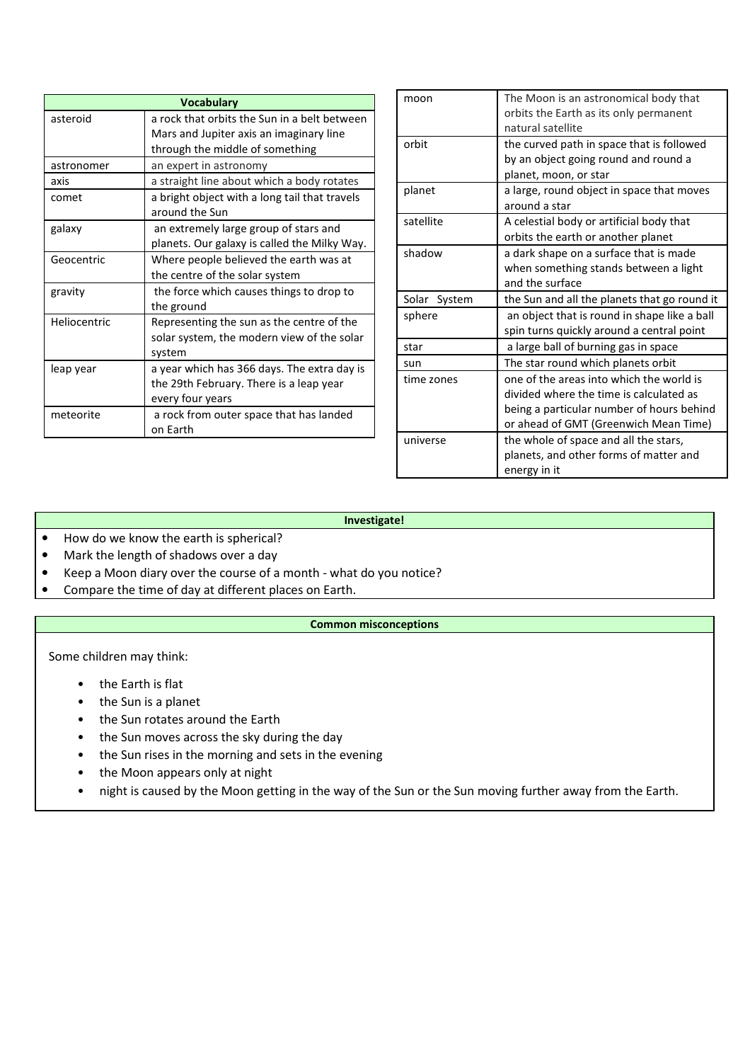| Vocabulary | |
|---|---|
| asteroid | a rock that orbits the Sun in a belt between Mars and Jupiter axis an imaginary line through the middle of something |
| astronomer | an expert in astronomy |
| axis | a straight line about which a body rotates |
| comet | a bright object with a long tail that travels around the Sun |
| galaxy | an extremely large group of stars and planets. Our galaxy is called the Milky Way. |
| Geocentric | Where people believed the earth was at the centre of the solar system |
| gravity | the force which causes things to drop to the ground |
| Heliocentric | Representing the sun as the centre of the solar system, the modern view of the solar system |
| leap year | a year which has 366 days. The extra day is the 29th February. There is a leap year every four years |
| meteorite | a rock from outer space that has landed on Earth |
| moon | The Moon is an astronomical body that orbits the Earth as its only permanent natural satellite |
| orbit | the curved path in space that is followed by an object going round and round a planet, moon, or star |
| planet | a large, round object in space that moves around a star |
| satellite | A celestial body or artificial body that orbits the earth or another planet |
| shadow | a dark shape on a surface that is made when something stands between a light and the surface |
| Solar System | the Sun and all the planets that go round it |
| sphere | an object that is round in shape like a ball spin turns quickly around a central point |
| star | a large ball of burning gas in space |
| sun | The star round which planets orbit |
| time zones | one of the areas into which the world is divided where the time is calculated as being a particular number of hours behind or ahead of GMT (Greenwich Mean Time) |
| universe | the whole of space and all the stars, planets, and other forms of matter and energy in it |

**Investigate!**

- How do we know the earth is spherical?
- Mark the length of shadows over a day
- Keep a Moon diary over the course of a month - what do you notice?
- Compare the time of day at different places on Earth.

**Common misconceptions**

Some children may think:

- the Earth is flat
- the Sun is a planet
- the Sun rotates around the Earth
- the Sun moves across the sky during the day
- the Sun rises in the morning and sets in the evening
- the Moon appears only at night
- night is caused by the Moon getting in the way of the Sun or the Sun moving further away from the Earth.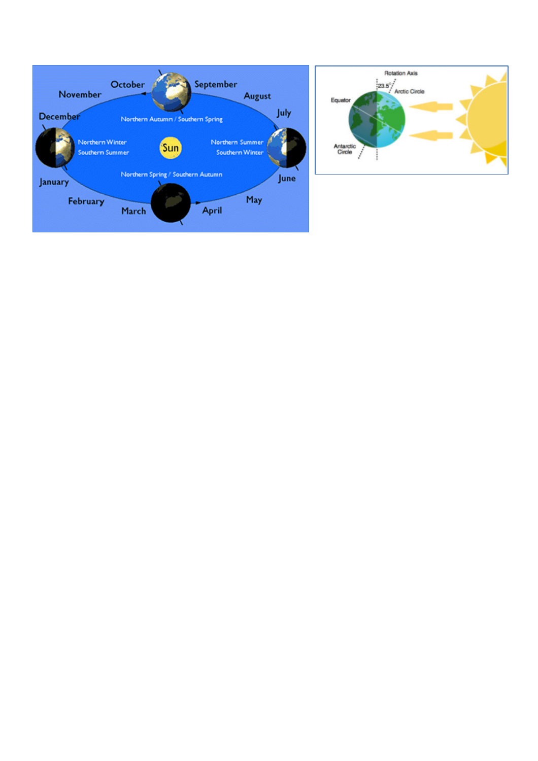October
September
November
August
December
July
Northern Autumn / Southern Spring
Northern Winter
Southern Summer
Sun
Northern Summer
Southern Winter
January
June
Northern Spring / Southern Autumn
February
May
March
April

Rotation Axis
23.5°
Arctic Circle
Equator
Antarctic Circle